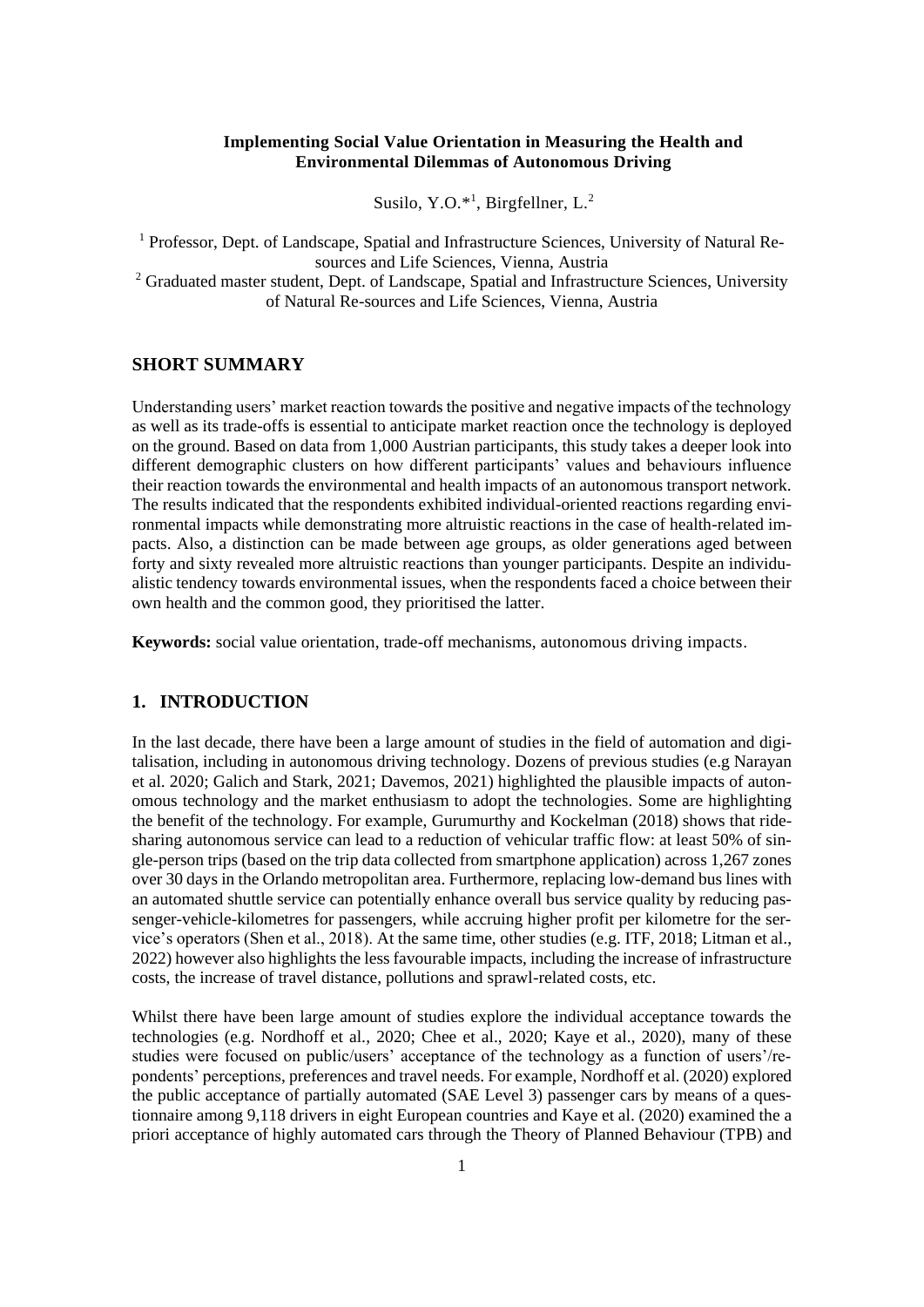**Implementing Social Value Orientation in Measuring the Health and Environmental Dilemmas of Autonomous Driving**

Susilo, Y.O.*[1], Birgfellner, L.[2]

[1] Professor, Dept. of Landscape, Spatial and Infrastructure Sciences, University of Natural Re-sources and Life Sciences, Vienna, Austria
[2] Graduated master student, Dept. of Landscape, Spatial and Infrastructure Sciences, University of Natural Re-sources and Life Sciences, Vienna, Austria

## SHORT SUMMARY

Understanding users' market reaction towards the positive and negative impacts of the technology as well as its trade-offs is essential to anticipate market reaction once the technology is deployed on the ground. Based on data from 1,000 Austrian participants, this study takes a deeper look into different demographic clusters on how different participants' values and behaviours influence their reaction towards the environmental and health impacts of an autonomous transport network. The results indicated that the respondents exhibited individual-oriented reactions regarding environmental impacts while demonstrating more altruistic reactions in the case of health-related impacts. Also, a distinction can be made between age groups, as older generations aged between forty and sixty revealed more altruistic reactions than younger participants. Despite an individualistic tendency towards environmental issues, when the respondents faced a choice between their own health and the common good, they prioritised the latter.

**Keywords:** social value orientation, trade-off mechanisms, autonomous driving impacts.

## 1. INTRODUCTION

In the last decade, there have been a large amount of studies in the field of automation and digitalisation, including in autonomous driving technology. Dozens of previous studies (e.g Narayan et al. 2020; Galich and Stark, 2021; Davemos, 2021) highlighted the plausible impacts of autonomous technology and the market enthusiasm to adopt the technologies. Some are highlighting the benefit of the technology. For example, Gurumurthy and Kockelman (2018) shows that ride-sharing autonomous service can lead to a reduction of vehicular traffic flow: at least 50% of single-person trips (based on the trip data collected from smartphone application) across 1,267 zones over 30 days in the Orlando metropolitan area. Furthermore, replacing low-demand bus lines with an automated shuttle service can potentially enhance overall bus service quality by reducing passenger-vehicle-kilometres for passengers, while accruing higher profit per kilometre for the service's operators (Shen et al., 2018). At the same time, other studies (e.g. ITF, 2018; Litman et al., 2022) however also highlights the less favourable impacts, including the increase of infrastructure costs, the increase of travel distance, pollutions and sprawl-related costs, etc.

Whilst there have been large amount of studies explore the individual acceptance towards the technologies (e.g. Nordhoff et al., 2020; Chee et al., 2020; Kaye et al., 2020), many of these studies were focused on public/users' acceptance of the technology as a function of users'/respondents' perceptions, preferences and travel needs. For example, Nordhoff et al. (2020) explored the public acceptance of partially automated (SAE Level 3) passenger cars by means of a questionnaire among 9,118 drivers in eight European countries and Kaye et al. (2020) examined the a priori acceptance of highly automated cars through the Theory of Planned Behaviour (TPB) and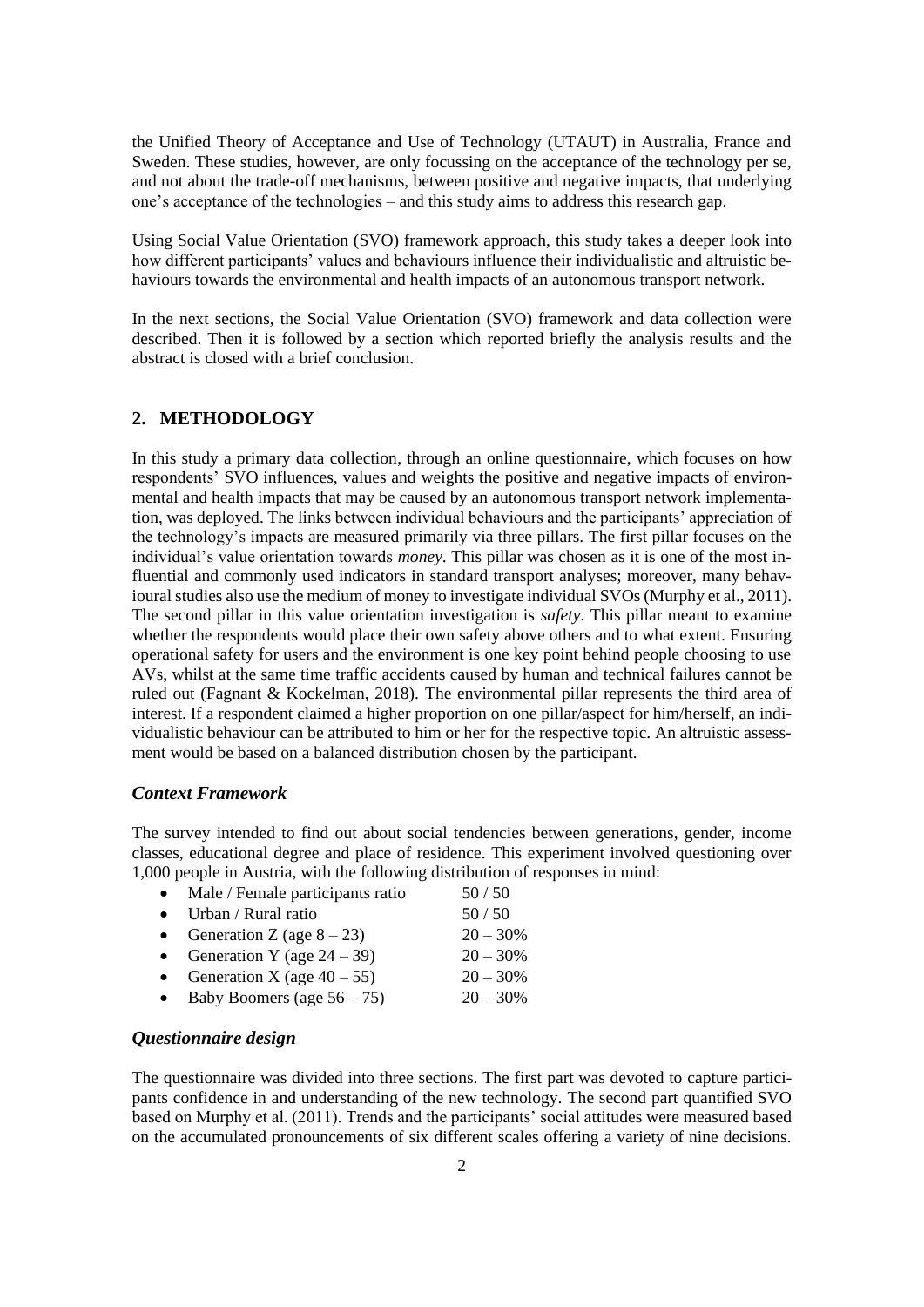the Unified Theory of Acceptance and Use of Technology (UTAUT) in Australia, France and Sweden. These studies, however, are only focussing on the acceptance of the technology per se, and not about the trade-off mechanisms, between positive and negative impacts, that underlying one's acceptance of the technologies – and this study aims to address this research gap.

Using Social Value Orientation (SVO) framework approach, this study takes a deeper look into how different participants' values and behaviours influence their individualistic and altruistic behaviours towards the environmental and health impacts of an autonomous transport network.

In the next sections, the Social Value Orientation (SVO) framework and data collection were described. Then it is followed by a section which reported briefly the analysis results and the abstract is closed with a brief conclusion.

## 2. METHODOLOGY

In this study a primary data collection, through an online questionnaire, which focuses on how respondents' SVO influences, values and weights the positive and negative impacts of environmental and health impacts that may be caused by an autonomous transport network implementation, was deployed. The links between individual behaviours and the participants' appreciation of the technology's impacts are measured primarily via three pillars. The first pillar focuses on the individual's value orientation towards *money*. This pillar was chosen as it is one of the most influential and commonly used indicators in standard transport analyses; moreover, many behavioural studies also use the medium of money to investigate individual SVOs (Murphy et al., 2011). The second pillar in this value orientation investigation is *safety*. This pillar meant to examine whether the respondents would place their own safety above others and to what extent. Ensuring operational safety for users and the environment is one key point behind people choosing to use AVs, whilst at the same time traffic accidents caused by human and technical failures cannot be ruled out (Fagnant & Kockelman, 2018). The environmental pillar represents the third area of interest. If a respondent claimed a higher proportion on one pillar/aspect for him/herself, an individualistic behaviour can be attributed to him or her for the respective topic. An altruistic assessment would be based on a balanced distribution chosen by the participant.

### *Context Framework*

The survey intended to find out about social tendencies between generations, gender, income classes, educational degree and place of residence. This experiment involved questioning over 1,000 people in Austria, with the following distribution of responses in mind:

- Male / Female participants ratio 50 / 50
- Urban / Rural ratio 50 / 50
- Generation Z (age 8 – 23) 20 – 30%
- Generation Y (age 24 – 39) 20 – 30%
- Generation X (age 40 – 55) 20 – 30%
- Baby Boomers (age 56 – 75) 20 – 30%

### *Questionnaire design*

The questionnaire was divided into three sections. The first part was devoted to capture participants confidence in and understanding of the new technology. The second part quantified SVO based on Murphy et al. (2011). Trends and the participants' social attitudes were measured based on the accumulated pronouncements of six different scales offering a variety of nine decisions.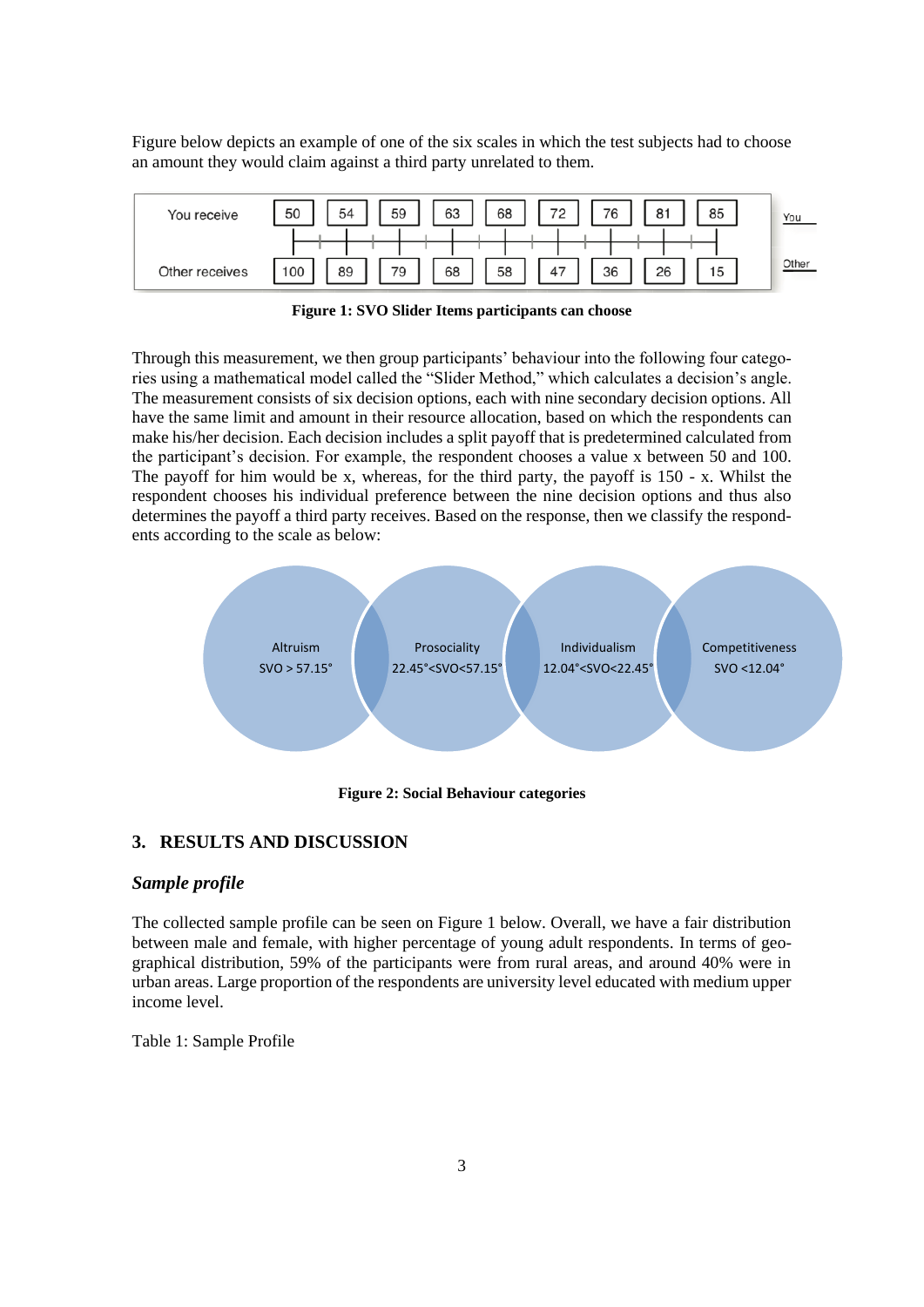Figure below depicts an example of one of the six scales in which the test subjects had to choose an amount they would claim against a third party unrelated to them.

| | | | | | | | | | | |
|---|---|---|---|---|---|---|---|---|---|---|
| You receive | 50 | 54 | 59 | 63 | 68 | 72 | 76 | 81 | 85 | You |
| Other receives | 100 | 89 | 79 | 68 | 58 | 47 | 36 | 26 | 15 | Other |

**Figure 1: SVO Slider Items participants can choose**

Through this measurement, we then group participants' behaviour into the following four categories using a mathematical model called the "Slider Method," which calculates a decision's angle. The measurement consists of six decision options, each with nine secondary decision options. All have the same limit and amount in their resource allocation, based on which the respondents can make his/her decision. Each decision includes a split payoff that is predetermined calculated from the participant's decision. For example, the respondent chooses a value x between 50 and 100. The payoff for him would be x, whereas, for the third party, the payoff is 150 - x. Whilst the respondent chooses his individual preference between the nine decision options and thus also determines the payoff a third party receives. Based on the response, then we classify the respondents according to the scale as below:

Altruism
SVO > 57.15°

Prosociality
22.45°<SVO<57.15°

Individualism
12.04°<SVO<22.45°

Competitiveness
SVO <12.04°

**Figure 2: Social Behaviour categories**

## 3. RESULTS AND DISCUSSION

### *Sample profile*

The collected sample profile can be seen on Figure 1 below. Overall, we have a fair distribution between male and female, with higher percentage of young adult respondents. In terms of geographical distribution, 59% of the participants were from rural areas, and around 40% were in urban areas. Large proportion of the respondents are university level educated with medium upper income level.

Table 1: Sample Profile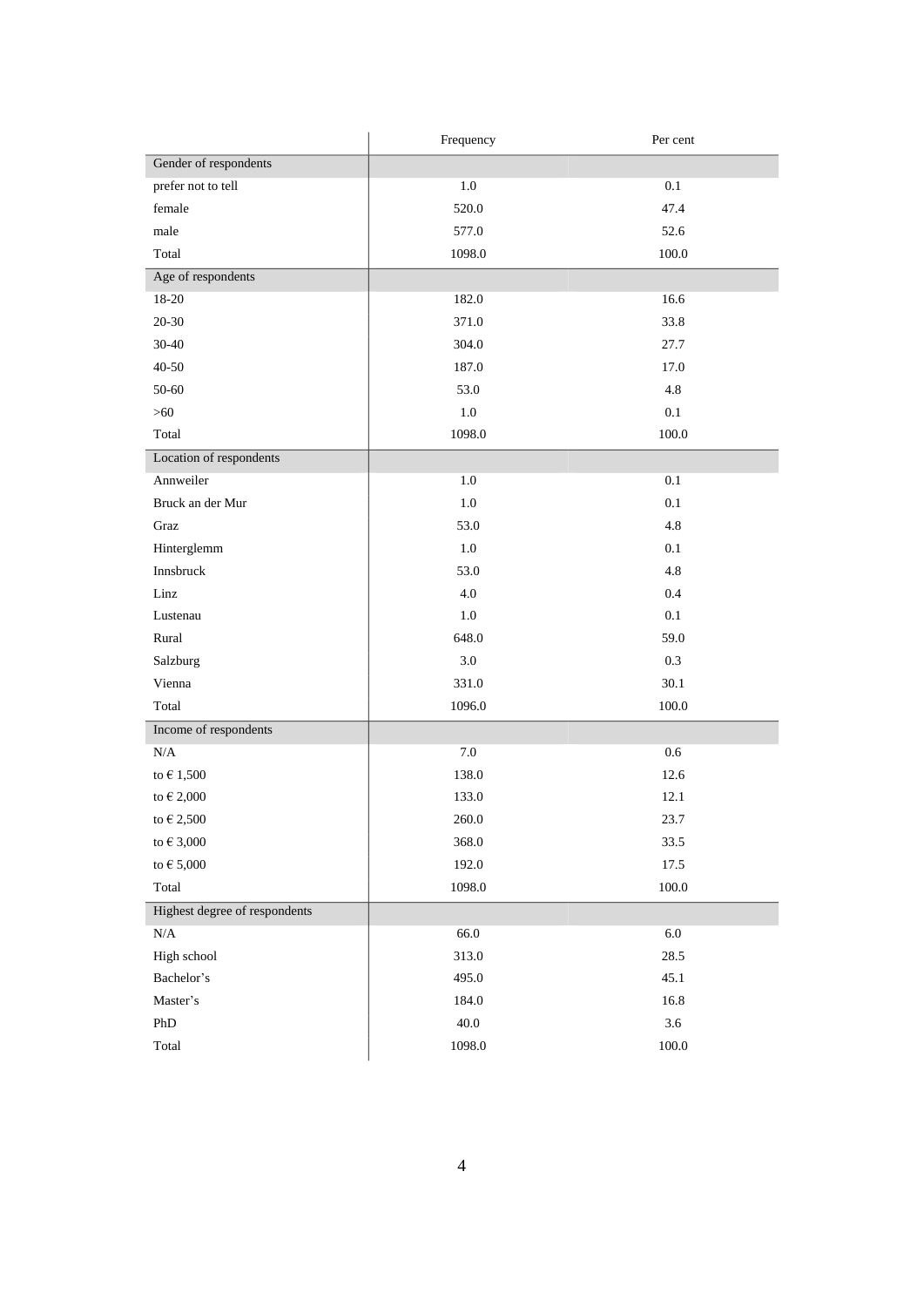| | Frequency | Per cent |
|---|---|---|
| Gender of respondents | | |
| prefer not to tell | 1.0 | 0.1 |
| female | 520.0 | 47.4 |
| male | 577.0 | 52.6 |
| Total | 1098.0 | 100.0 |
| Age of respondents | | |
| 18-20 | 182.0 | 16.6 |
| 20-30 | 371.0 | 33.8 |
| 30-40 | 304.0 | 27.7 |
| 40-50 | 187.0 | 17.0 |
| 50-60 | 53.0 | 4.8 |
| >60 | 1.0 | 0.1 |
| Total | 1098.0 | 100.0 |
| Location of respondents | | |
| Annweiler | 1.0 | 0.1 |
| Bruck an der Mur | 1.0 | 0.1 |
| Graz | 53.0 | 4.8 |
| Hinterglemm | 1.0 | 0.1 |
| Innsbruck | 53.0 | 4.8 |
| Linz | 4.0 | 0.4 |
| Lustenau | 1.0 | 0.1 |
| Rural | 648.0 | 59.0 |
| Salzburg | 3.0 | 0.3 |
| Vienna | 331.0 | 30.1 |
| Total | 1096.0 | 100.0 |
| Income of respondents | | |
| N/A | 7.0 | 0.6 |
| to € 1,500 | 138.0 | 12.6 |
| to € 2,000 | 133.0 | 12.1 |
| to € 2,500 | 260.0 | 23.7 |
| to € 3,000 | 368.0 | 33.5 |
| to € 5,000 | 192.0 | 17.5 |
| Total | 1098.0 | 100.0 |
| Highest degree of respondents | | |
| N/A | 66.0 | 6.0 |
| High school | 313.0 | 28.5 |
| Bachelor's | 495.0 | 45.1 |
| Master's | 184.0 | 16.8 |
| PhD | 40.0 | 3.6 |
| Total | 1098.0 | 100.0 |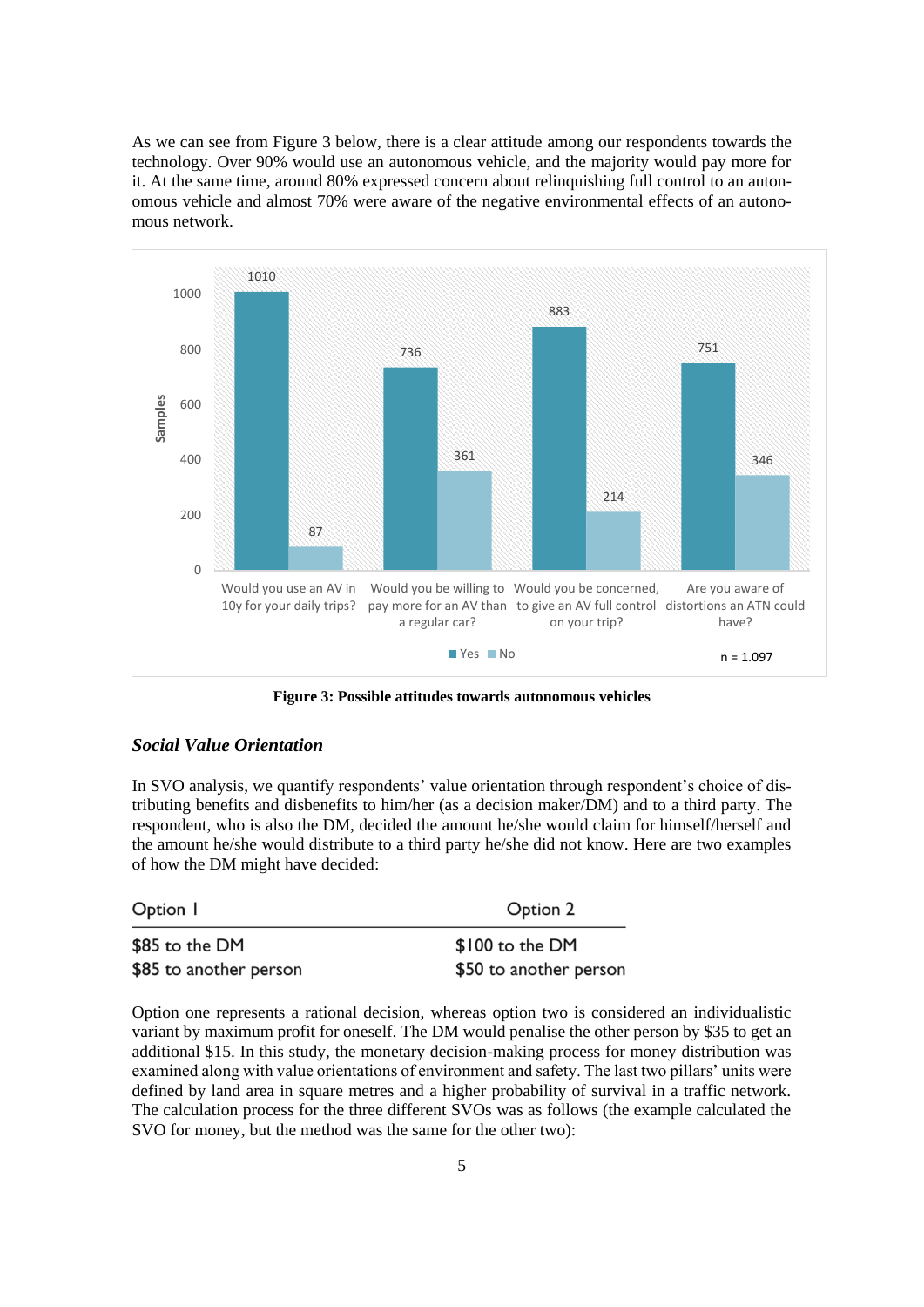As we can see from Figure 3 below, there is a clear attitude among our respondents towards the technology. Over 90% would use an autonomous vehicle, and the majority would pay more for it. At the same time, around 80% expressed concern about relinquishing full control to an autonomous vehicle and almost 70% were aware of the negative environmental effects of an autonomous network.

| | Yes | No |
|---|---|---|
| Would you use an AV in 10y for your daily trips? | 1010 | 87 |
| Would you be willing to pay more for an AV than a regular car? | 736 | 361 |
| Would you be concerned, to give an AV full control on your trip? | 883 | 214 |
| Are you aware of distortions an ATN could have? | 751 | 346 |

n = 1.097

**Figure 3: Possible attitudes towards autonomous vehicles**

### *Social Value Orientation*

In SVO analysis, we quantify respondents' value orientation through respondent's choice of distributing benefits and disbenefits to him/her (as a decision maker/DM) and to a third party. The respondent, who is also the DM, decided the amount he/she would claim for himself/herself and the amount he/she would distribute to a third party he/she did not know. Here are two examples of how the DM might have decided:

| Option 1 | Option 2 |
|---|---|
| \$85 to the DM | \$100 to the DM |
| \$85 to another person | \$50 to another person |

Option one represents a rational decision, whereas option two is considered an individualistic variant by maximum profit for oneself. The DM would penalise the other person by \$35 to get an additional \$15. In this study, the monetary decision-making process for money distribution was examined along with value orientations of environment and safety. The last two pillars' units were defined by land area in square metres and a higher probability of survival in a traffic network. The calculation process for the three different SVOs was as follows (the example calculated the SVO for money, but the method was the same for the other two):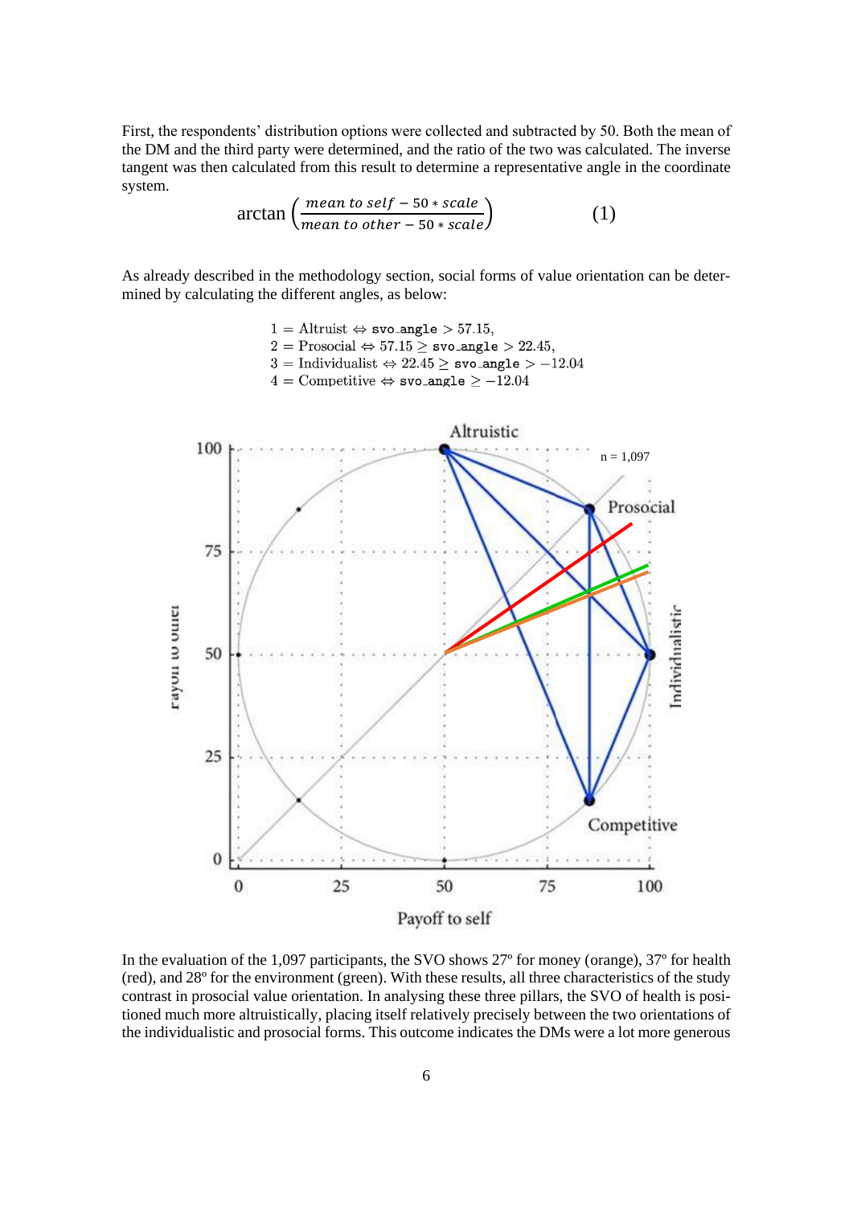First, the respondents' distribution options were collected and subtracted by 50. Both the mean of the DM and the third party were determined, and the ratio of the two was calculated. The inverse tangent was then calculated from this result to determine a representative angle in the coordinate system.

$$\arctan\left(\frac{mean\ to\ self - 50 * scale}{mean\ to\ other - 50 * scale}\right) \qquad (1)$$

As already described in the methodology section, social forms of value orientation can be determined by calculating the different angles, as below:

$$1 = \text{Altruist} \Leftrightarrow \texttt{svo\_angle} > 57.15,$$
$$2 = \text{Prosocial} \Leftrightarrow 57.15 \geq \texttt{svo\_angle} > 22.45,$$
$$3 = \text{Individualist} \Leftrightarrow 22.45 \geq \texttt{svo\_angle} > -12.04$$
$$4 = \text{Competitive} \Leftrightarrow \texttt{svo\_angle} \geq -12.04$$

In the evaluation of the 1,097 participants, the SVO shows 27º for money (orange), 37º for health (red), and 28º for the environment (green). With these results, all three characteristics of the study contrast in prosocial value orientation. In analysing these three pillars, the SVO of health is positioned much more altruistically, placing itself relatively precisely between the two orientations of the individualistic and prosocial forms. This outcome indicates the DMs were a lot more generous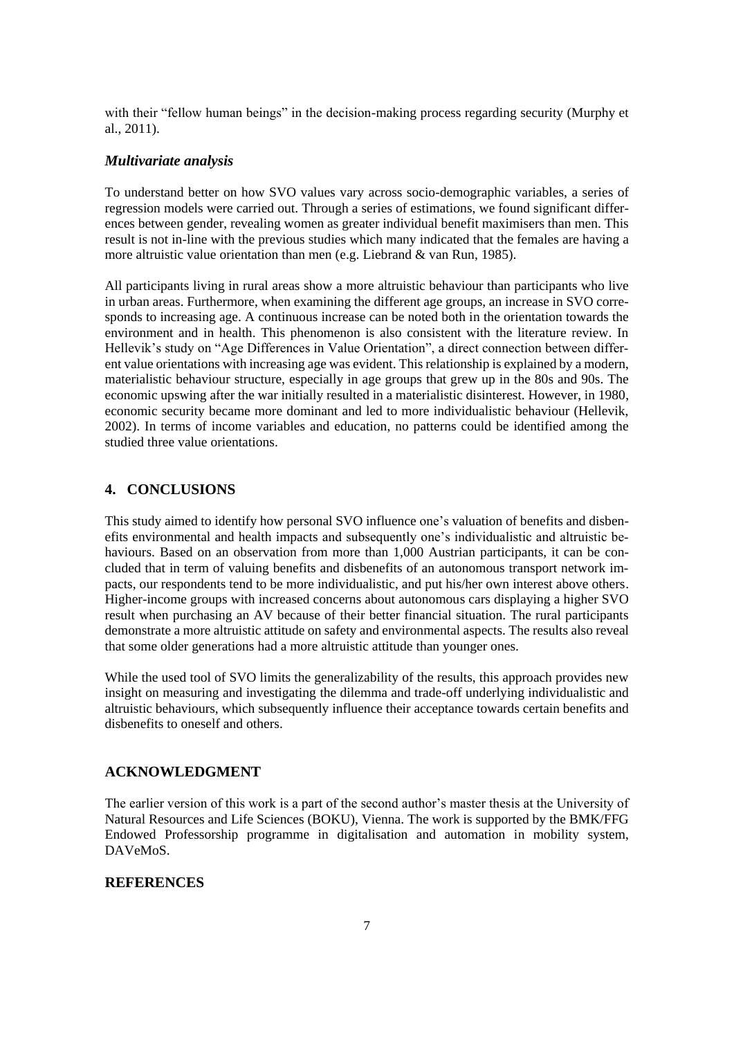with their "fellow human beings" in the decision-making process regarding security (Murphy et al., 2011).

### *Multivariate analysis*

To understand better on how SVO values vary across socio-demographic variables, a series of regression models were carried out. Through a series of estimations, we found significant differences between gender, revealing women as greater individual benefit maximisers than men. This result is not in-line with the previous studies which many indicated that the females are having a more altruistic value orientation than men (e.g. Liebrand & van Run, 1985).

All participants living in rural areas show a more altruistic behaviour than participants who live in urban areas. Furthermore, when examining the different age groups, an increase in SVO corresponds to increasing age. A continuous increase can be noted both in the orientation towards the environment and in health. This phenomenon is also consistent with the literature review. In Hellevik's study on "Age Differences in Value Orientation", a direct connection between different value orientations with increasing age was evident. This relationship is explained by a modern, materialistic behaviour structure, especially in age groups that grew up in the 80s and 90s. The economic upswing after the war initially resulted in a materialistic disinterest. However, in 1980, economic security became more dominant and led to more individualistic behaviour (Hellevik, 2002). In terms of income variables and education, no patterns could be identified among the studied three value orientations.

## 4. CONCLUSIONS

This study aimed to identify how personal SVO influence one's valuation of benefits and disbenefits environmental and health impacts and subsequently one's individualistic and altruistic behaviours. Based on an observation from more than 1,000 Austrian participants, it can be concluded that in term of valuing benefits and disbenefits of an autonomous transport network impacts, our respondents tend to be more individualistic, and put his/her own interest above others. Higher-income groups with increased concerns about autonomous cars displaying a higher SVO result when purchasing an AV because of their better financial situation. The rural participants demonstrate a more altruistic attitude on safety and environmental aspects. The results also reveal that some older generations had a more altruistic attitude than younger ones.

While the used tool of SVO limits the generalizability of the results, this approach provides new insight on measuring and investigating the dilemma and trade-off underlying individualistic and altruistic behaviours, which subsequently influence their acceptance towards certain benefits and disbenefits to oneself and others.

## ACKNOWLEDGMENT

The earlier version of this work is a part of the second author's master thesis at the University of Natural Resources and Life Sciences (BOKU), Vienna. The work is supported by the BMK/FFG Endowed Professorship programme in digitalisation and automation in mobility system, DAVeMoS.

## REFERENCES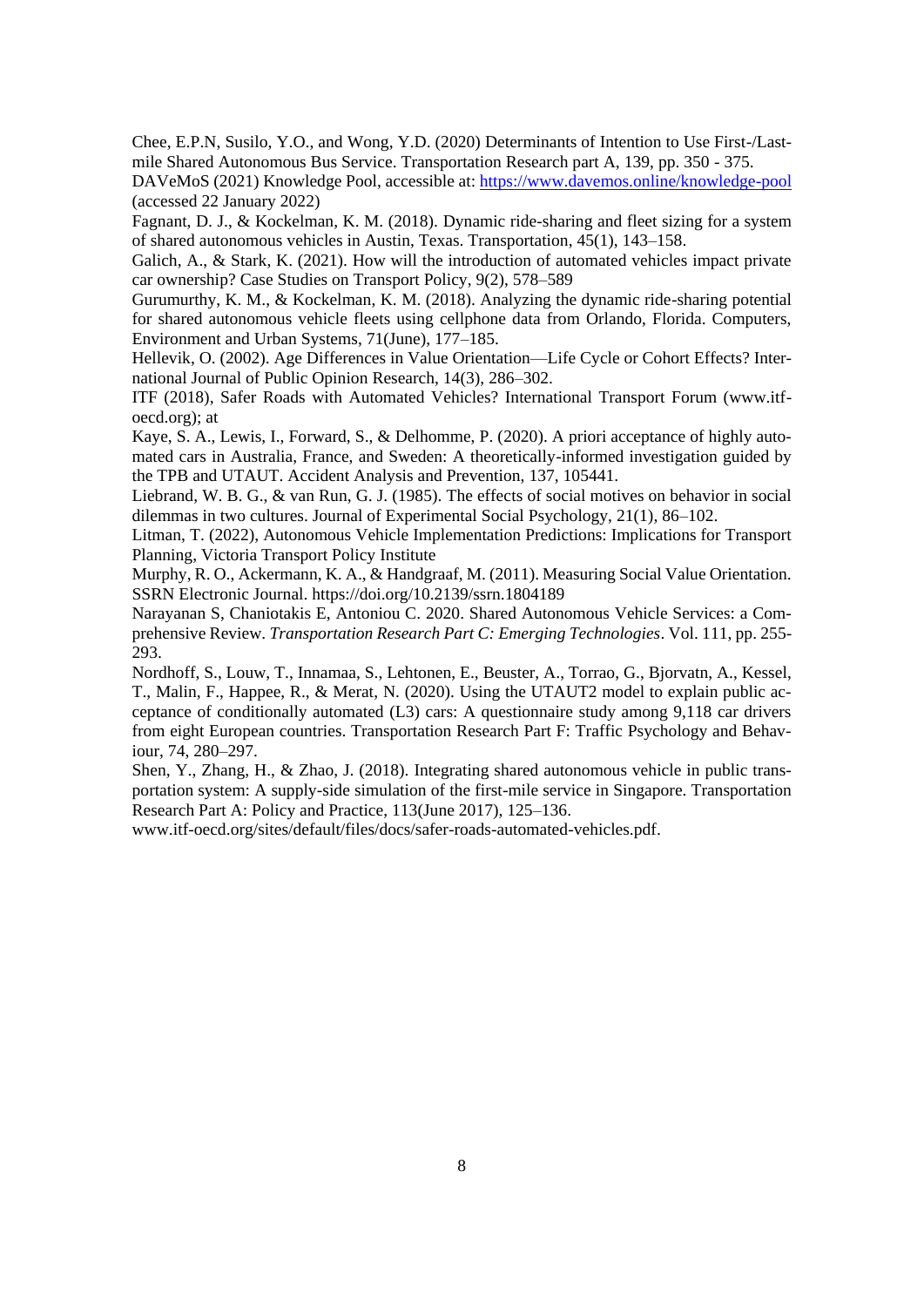Chee, E.P.N, Susilo, Y.O., and Wong, Y.D. (2020) Determinants of Intention to Use First-/Last-mile Shared Autonomous Bus Service. Transportation Research part A, 139, pp. 350 - 375.

DAVeMoS (2021) Knowledge Pool, accessible at: https://www.davemos.online/knowledge-pool (accessed 22 January 2022)

Fagnant, D. J., & Kockelman, K. M. (2018). Dynamic ride-sharing and fleet sizing for a system of shared autonomous vehicles in Austin, Texas. Transportation, 45(1), 143–158.

Galich, A., & Stark, K. (2021). How will the introduction of automated vehicles impact private car ownership? Case Studies on Transport Policy, 9(2), 578–589

Gurumurthy, K. M., & Kockelman, K. M. (2018). Analyzing the dynamic ride-sharing potential for shared autonomous vehicle fleets using cellphone data from Orlando, Florida. Computers, Environment and Urban Systems, 71(June), 177–185.

Hellevik, O. (2002). Age Differences in Value Orientation—Life Cycle or Cohort Effects? International Journal of Public Opinion Research, 14(3), 286–302.

ITF (2018), Safer Roads with Automated Vehicles? International Transport Forum (www.itf-oecd.org); at

Kaye, S. A., Lewis, I., Forward, S., & Delhomme, P. (2020). A priori acceptance of highly automated cars in Australia, France, and Sweden: A theoretically-informed investigation guided by the TPB and UTAUT. Accident Analysis and Prevention, 137, 105441.

Liebrand, W. B. G., & van Run, G. J. (1985). The effects of social motives on behavior in social dilemmas in two cultures. Journal of Experimental Social Psychology, 21(1), 86–102.

Litman, T. (2022), Autonomous Vehicle Implementation Predictions: Implications for Transport Planning, Victoria Transport Policy Institute

Murphy, R. O., Ackermann, K. A., & Handgraaf, M. (2011). Measuring Social Value Orientation. SSRN Electronic Journal. https://doi.org/10.2139/ssrn.1804189

Narayanan S, Chaniotakis E, Antoniou C. 2020. Shared Autonomous Vehicle Services: a Comprehensive Review. *Transportation Research Part C: Emerging Technologies*. Vol. 111, pp. 255-293.

Nordhoff, S., Louw, T., Innamaa, S., Lehtonen, E., Beuster, A., Torrao, G., Bjorvatn, A., Kessel, T., Malin, F., Happee, R., & Merat, N. (2020). Using the UTAUT2 model to explain public acceptance of conditionally automated (L3) cars: A questionnaire study among 9,118 car drivers from eight European countries. Transportation Research Part F: Traffic Psychology and Behaviour, 74, 280–297.

Shen, Y., Zhang, H., & Zhao, J. (2018). Integrating shared autonomous vehicle in public transportation system: A supply-side simulation of the first-mile service in Singapore. Transportation Research Part A: Policy and Practice, 113(June 2017), 125–136.

www.itf-oecd.org/sites/default/files/docs/safer-roads-automated-vehicles.pdf.